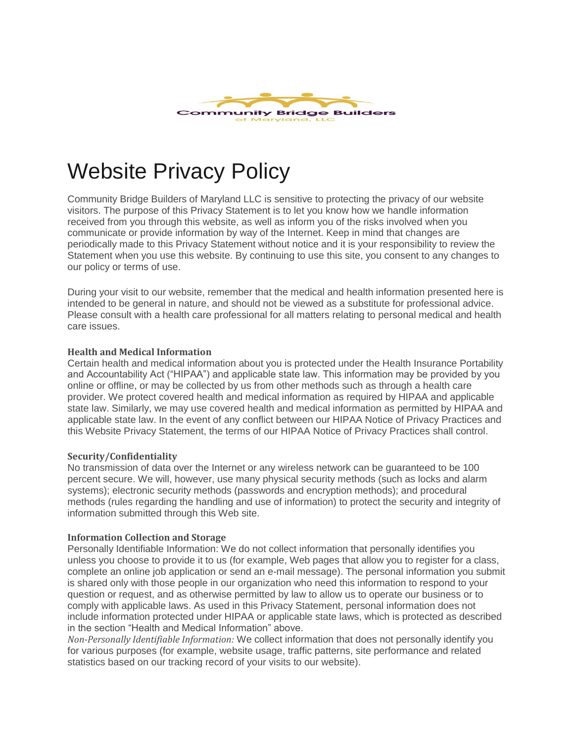Community Bridge Builders of Maryland, LLC

# Website Privacy Policy

Community Bridge Builders of Maryland LLC is sensitive to protecting the privacy of our website visitors. The purpose of this Privacy Statement is to let you know how we handle information received from you through this website, as well as inform you of the risks involved when you communicate or provide information by way of the Internet. Keep in mind that changes are periodically made to this Privacy Statement without notice and it is your responsibility to review the Statement when you use this website. By continuing to use this site, you consent to any changes to our policy or terms of use.

During your visit to our website, remember that the medical and health information presented here is intended to be general in nature, and should not be viewed as a substitute for professional advice. Please consult with a health care professional for all matters relating to personal medical and health care issues.

**Health and Medical Information**

Certain health and medical information about you is protected under the Health Insurance Portability and Accountability Act ("HIPAA") and applicable state law. This information may be provided by you online or offline, or may be collected by us from other methods such as through a health care provider. We protect covered health and medical information as required by HIPAA and applicable state law. Similarly, we may use covered health and medical information as permitted by HIPAA and applicable state law. In the event of any conflict between our HIPAA Notice of Privacy Practices and this Website Privacy Statement, the terms of our HIPAA Notice of Privacy Practices shall control.

**Security/Confidentiality**

No transmission of data over the Internet or any wireless network can be guaranteed to be 100 percent secure. We will, however, use many physical security methods (such as locks and alarm systems); electronic security methods (passwords and encryption methods); and procedural methods (rules regarding the handling and use of information) to protect the security and integrity of information submitted through this Web site.

**Information Collection and Storage**

Personally Identifiable Information: We do not collect information that personally identifies you unless you choose to provide it to us (for example, Web pages that allow you to register for a class, complete an online job application or send an e-mail message). The personal information you submit is shared only with those people in our organization who need this information to respond to your question or request, and as otherwise permitted by law to allow us to operate our business or to comply with applicable laws. As used in this Privacy Statement, personal information does not include information protected under HIPAA or applicable state laws, which is protected as described in the section "Health and Medical Information" above.

*Non-Personally Identifiable Information:* We collect information that does not personally identify you for various purposes (for example, website usage, traffic patterns, site performance and related statistics based on our tracking record of your visits to our website).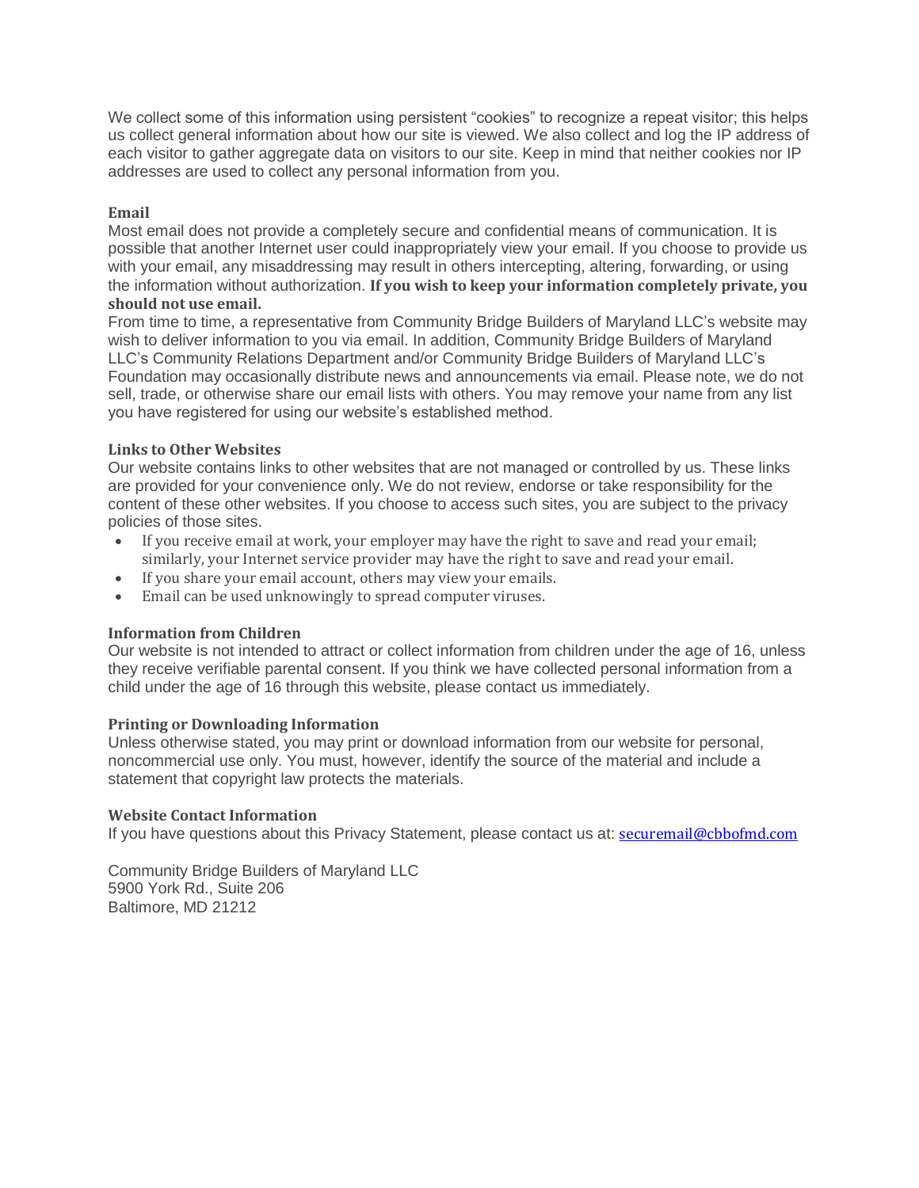We collect some of this information using persistent "cookies" to recognize a repeat visitor; this helps us collect general information about how our site is viewed. We also collect and log the IP address of each visitor to gather aggregate data on visitors to our site. Keep in mind that neither cookies nor IP addresses are used to collect any personal information from you.

**Email**

Most email does not provide a completely secure and confidential means of communication. It is possible that another Internet user could inappropriately view your email. If you choose to provide us with your email, any misaddressing may result in others intercepting, altering, forwarding, or using the information without authorization. **If you wish to keep your information completely private, you should not use email.**

From time to time, a representative from Community Bridge Builders of Maryland LLC's website may wish to deliver information to you via email. In addition, Community Bridge Builders of Maryland LLC's Community Relations Department and/or Community Bridge Builders of Maryland LLC's Foundation may occasionally distribute news and announcements via email. Please note, we do not sell, trade, or otherwise share our email lists with others. You may remove your name from any list you have registered for using our website's established method.

**Links to Other Websites**

Our website contains links to other websites that are not managed or controlled by us. These links are provided for your convenience only. We do not review, endorse or take responsibility for the content of these other websites. If you choose to access such sites, you are subject to the privacy policies of those sites.

- If you receive email at work, your employer may have the right to save and read your email; similarly, your Internet service provider may have the right to save and read your email.
- If you share your email account, others may view your emails.
- Email can be used unknowingly to spread computer viruses.

**Information from Children**

Our website is not intended to attract or collect information from children under the age of 16, unless they receive verifiable parental consent. If you think we have collected personal information from a child under the age of 16 through this website, please contact us immediately.

**Printing or Downloading Information**

Unless otherwise stated, you may print or download information from our website for personal, noncommercial use only. You must, however, identify the source of the material and include a statement that copyright law protects the materials.

**Website Contact Information**

If you have questions about this Privacy Statement, please contact us at: securemail@cbbofmd.com

Community Bridge Builders of Maryland LLC
5900 York Rd., Suite 206
Baltimore, MD 21212